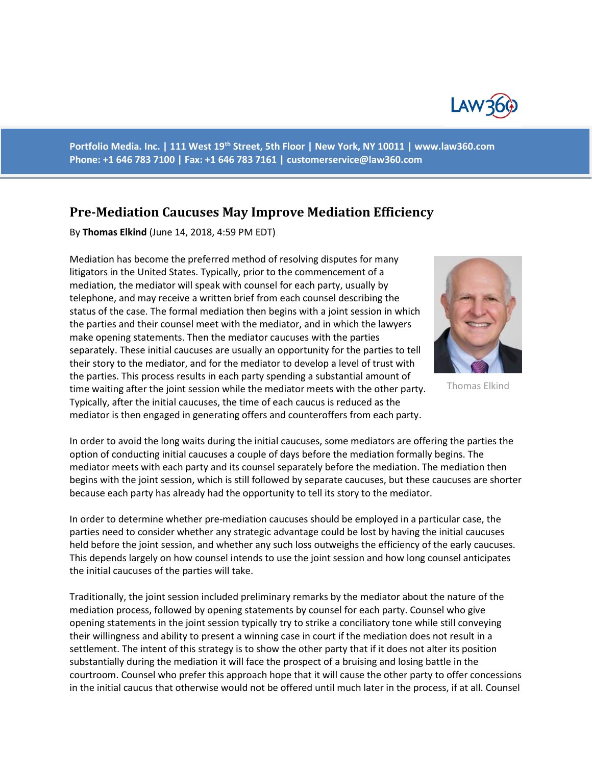Portfolio Media. Inc. | 111 West 19th Street, 5th Floor | New York, NY 10011 | www.law360.com
Phone: +1 646 783 7100 | Fax: +1 646 783 7161 | customerservice@law360.com

# Pre-Mediation Caucuses May Improve Mediation Efficiency

By **Thomas Elkind** (June 14, 2018, 4:59 PM EDT)

Mediation has become the preferred method of resolving disputes for many litigators in the United States. Typically, prior to the commencement of a mediation, the mediator will speak with counsel for each party, usually by telephone, and may receive a written brief from each counsel describing the status of the case. The formal mediation then begins with a joint session in which the parties and their counsel meet with the mediator, and in which the lawyers make opening statements. Then the mediator caucuses with the parties separately. These initial caucuses are usually an opportunity for the parties to tell their story to the mediator, and for the mediator to develop a level of trust with the parties. This process results in each party spending a substantial amount of time waiting after the joint session while the mediator meets with the other party. Typically, after the initial caucuses, the time of each caucus is reduced as the mediator is then engaged in generating offers and counteroffers from each party.

Thomas Elkind

In order to avoid the long waits during the initial caucuses, some mediators are offering the parties the option of conducting initial caucuses a couple of days before the mediation formally begins. The mediator meets with each party and its counsel separately before the mediation. The mediation then begins with the joint session, which is still followed by separate caucuses, but these caucuses are shorter because each party has already had the opportunity to tell its story to the mediator.

In order to determine whether pre-mediation caucuses should be employed in a particular case, the parties need to consider whether any strategic advantage could be lost by having the initial caucuses held before the joint session, and whether any such loss outweighs the efficiency of the early caucuses. This depends largely on how counsel intends to use the joint session and how long counsel anticipates the initial caucuses of the parties will take.

Traditionally, the joint session included preliminary remarks by the mediator about the nature of the mediation process, followed by opening statements by counsel for each party. Counsel who give opening statements in the joint session typically try to strike a conciliatory tone while still conveying their willingness and ability to present a winning case in court if the mediation does not result in a settlement. The intent of this strategy is to show the other party that if it does not alter its position substantially during the mediation it will face the prospect of a bruising and losing battle in the courtroom. Counsel who prefer this approach hope that it will cause the other party to offer concessions in the initial caucus that otherwise would not be offered until much later in the process, if at all. Counsel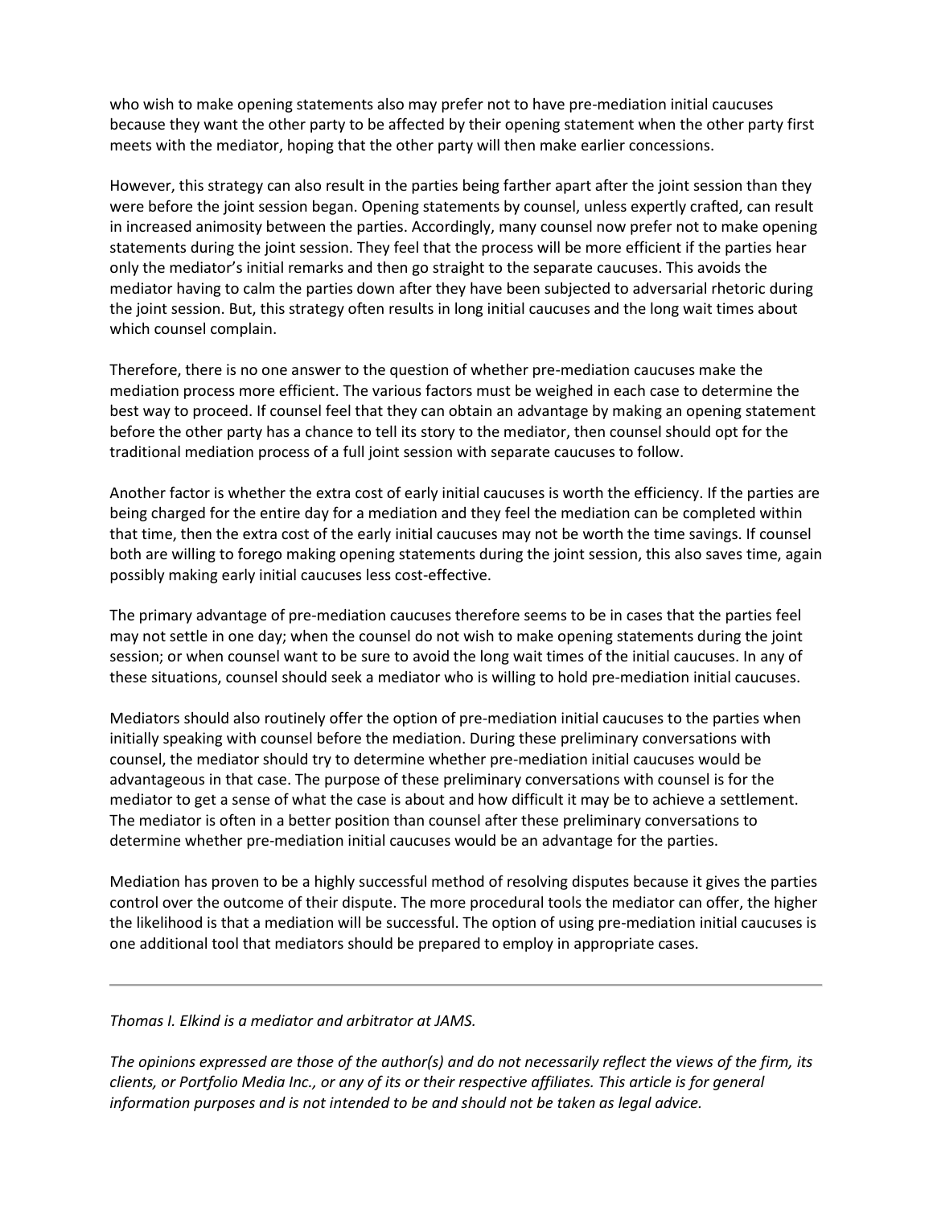who wish to make opening statements also may prefer not to have pre-mediation initial caucuses because they want the other party to be affected by their opening statement when the other party first meets with the mediator, hoping that the other party will then make earlier concessions.

However, this strategy can also result in the parties being farther apart after the joint session than they were before the joint session began. Opening statements by counsel, unless expertly crafted, can result in increased animosity between the parties. Accordingly, many counsel now prefer not to make opening statements during the joint session. They feel that the process will be more efficient if the parties hear only the mediator's initial remarks and then go straight to the separate caucuses. This avoids the mediator having to calm the parties down after they have been subjected to adversarial rhetoric during the joint session. But, this strategy often results in long initial caucuses and the long wait times about which counsel complain.

Therefore, there is no one answer to the question of whether pre-mediation caucuses make the mediation process more efficient. The various factors must be weighed in each case to determine the best way to proceed. If counsel feel that they can obtain an advantage by making an opening statement before the other party has a chance to tell its story to the mediator, then counsel should opt for the traditional mediation process of a full joint session with separate caucuses to follow.

Another factor is whether the extra cost of early initial caucuses is worth the efficiency. If the parties are being charged for the entire day for a mediation and they feel the mediation can be completed within that time, then the extra cost of the early initial caucuses may not be worth the time savings. If counsel both are willing to forego making opening statements during the joint session, this also saves time, again possibly making early initial caucuses less cost-effective.

The primary advantage of pre-mediation caucuses therefore seems to be in cases that the parties feel may not settle in one day; when the counsel do not wish to make opening statements during the joint session; or when counsel want to be sure to avoid the long wait times of the initial caucuses. In any of these situations, counsel should seek a mediator who is willing to hold pre-mediation initial caucuses.

Mediators should also routinely offer the option of pre-mediation initial caucuses to the parties when initially speaking with counsel before the mediation. During these preliminary conversations with counsel, the mediator should try to determine whether pre-mediation initial caucuses would be advantageous in that case. The purpose of these preliminary conversations with counsel is for the mediator to get a sense of what the case is about and how difficult it may be to achieve a settlement. The mediator is often in a better position than counsel after these preliminary conversations to determine whether pre-mediation initial caucuses would be an advantage for the parties.

Mediation has proven to be a highly successful method of resolving disputes because it gives the parties control over the outcome of their dispute. The more procedural tools the mediator can offer, the higher the likelihood is that a mediation will be successful. The option of using pre-mediation initial caucuses is one additional tool that mediators should be prepared to employ in appropriate cases.

---

*Thomas I. Elkind is a mediator and arbitrator at JAMS.*

*The opinions expressed are those of the author(s) and do not necessarily reflect the views of the firm, its clients, or Portfolio Media Inc., or any of its or their respective affiliates. This article is for general information purposes and is not intended to be and should not be taken as legal advice.*